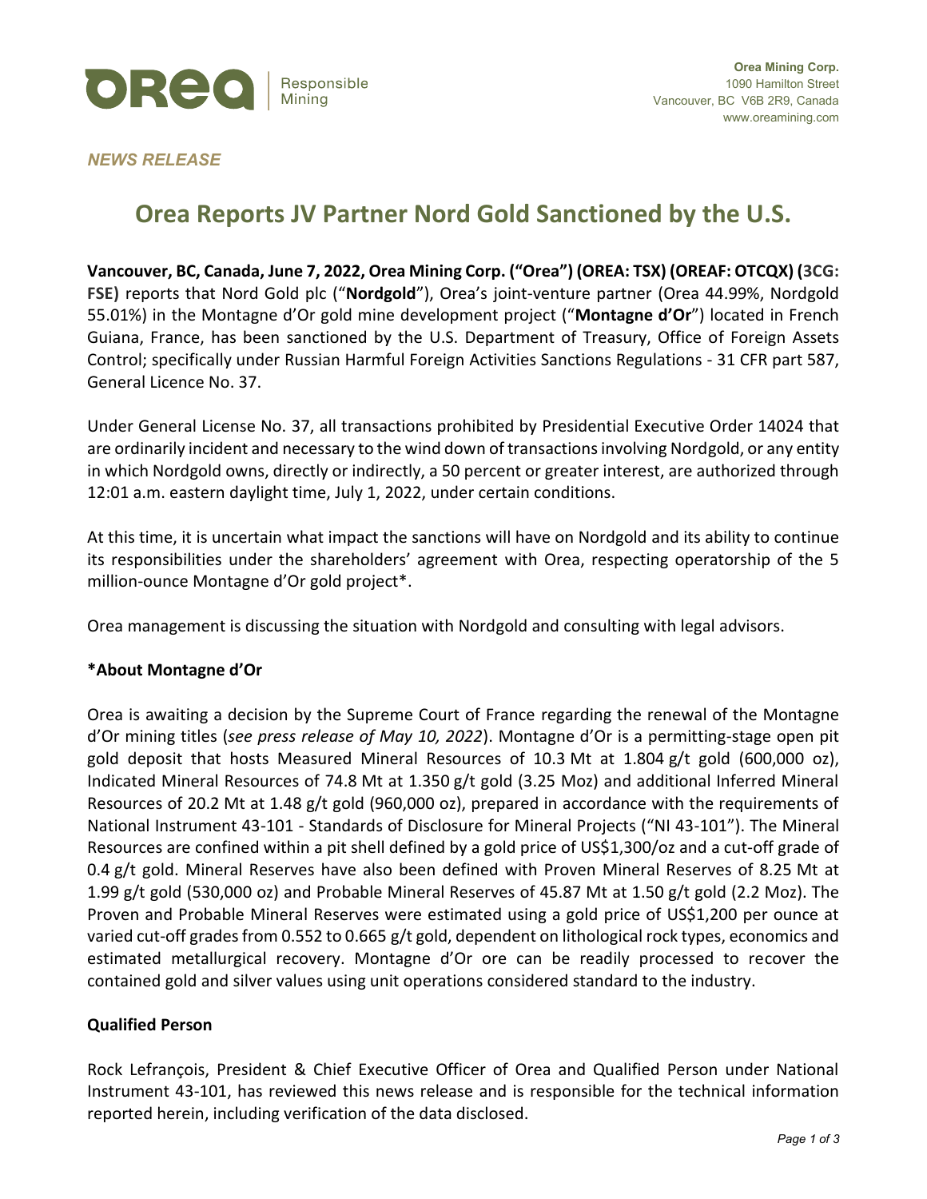Orea Responsible Mining

**Orea Mining Corp.**
1090 Hamilton Street
Vancouver, BC V6B 2R9, Canada
www.oreamining.com

*NEWS RELEASE*

# Orea Reports JV Partner Nord Gold Sanctioned by the U.S.

**Vancouver, BC, Canada, June 7, 2022, Orea Mining Corp. ("Orea") (OREA: TSX) (OREAF: OTCQX) (3CG: FSE)** reports that Nord Gold plc ("**Nordgold**"), Orea's joint-venture partner (Orea 44.99%, Nordgold 55.01%) in the Montagne d'Or gold mine development project ("**Montagne d'Or**") located in French Guiana, France, has been sanctioned by the U.S. Department of Treasury, Office of Foreign Assets Control; specifically under Russian Harmful Foreign Activities Sanctions Regulations - 31 CFR part 587, General Licence No. 37.

Under General License No. 37, all transactions prohibited by Presidential Executive Order 14024 that are ordinarily incident and necessary to the wind down of transactions involving Nordgold, or any entity in which Nordgold owns, directly or indirectly, a 50 percent or greater interest, are authorized through 12:01 a.m. eastern daylight time, July 1, 2022, under certain conditions.

At this time, it is uncertain what impact the sanctions will have on Nordgold and its ability to continue its responsibilities under the shareholders' agreement with Orea, respecting operatorship of the 5 million-ounce Montagne d'Or gold project*.

Orea management is discussing the situation with Nordgold and consulting with legal advisors.

## *About Montagne d'Or

Orea is awaiting a decision by the Supreme Court of France regarding the renewal of the Montagne d'Or mining titles (*see press release of May 10, 2022*). Montagne d'Or is a permitting-stage open pit gold deposit that hosts Measured Mineral Resources of 10.3 Mt at 1.804 g/t gold (600,000 oz), Indicated Mineral Resources of 74.8 Mt at 1.350 g/t gold (3.25 Moz) and additional Inferred Mineral Resources of 20.2 Mt at 1.48 g/t gold (960,000 oz), prepared in accordance with the requirements of National Instrument 43-101 - Standards of Disclosure for Mineral Projects ("NI 43-101"). The Mineral Resources are confined within a pit shell defined by a gold price of US$1,300/oz and a cut-off grade of 0.4 g/t gold. Mineral Reserves have also been defined with Proven Mineral Reserves of 8.25 Mt at 1.99 g/t gold (530,000 oz) and Probable Mineral Reserves of 45.87 Mt at 1.50 g/t gold (2.2 Moz). The Proven and Probable Mineral Reserves were estimated using a gold price of US$1,200 per ounce at varied cut-off grades from 0.552 to 0.665 g/t gold, dependent on lithological rock types, economics and estimated metallurgical recovery. Montagne d'Or ore can be readily processed to recover the contained gold and silver values using unit operations considered standard to the industry.

## Qualified Person

Rock Lefrançois, President & Chief Executive Officer of Orea and Qualified Person under National Instrument 43-101, has reviewed this news release and is responsible for the technical information reported herein, including verification of the data disclosed.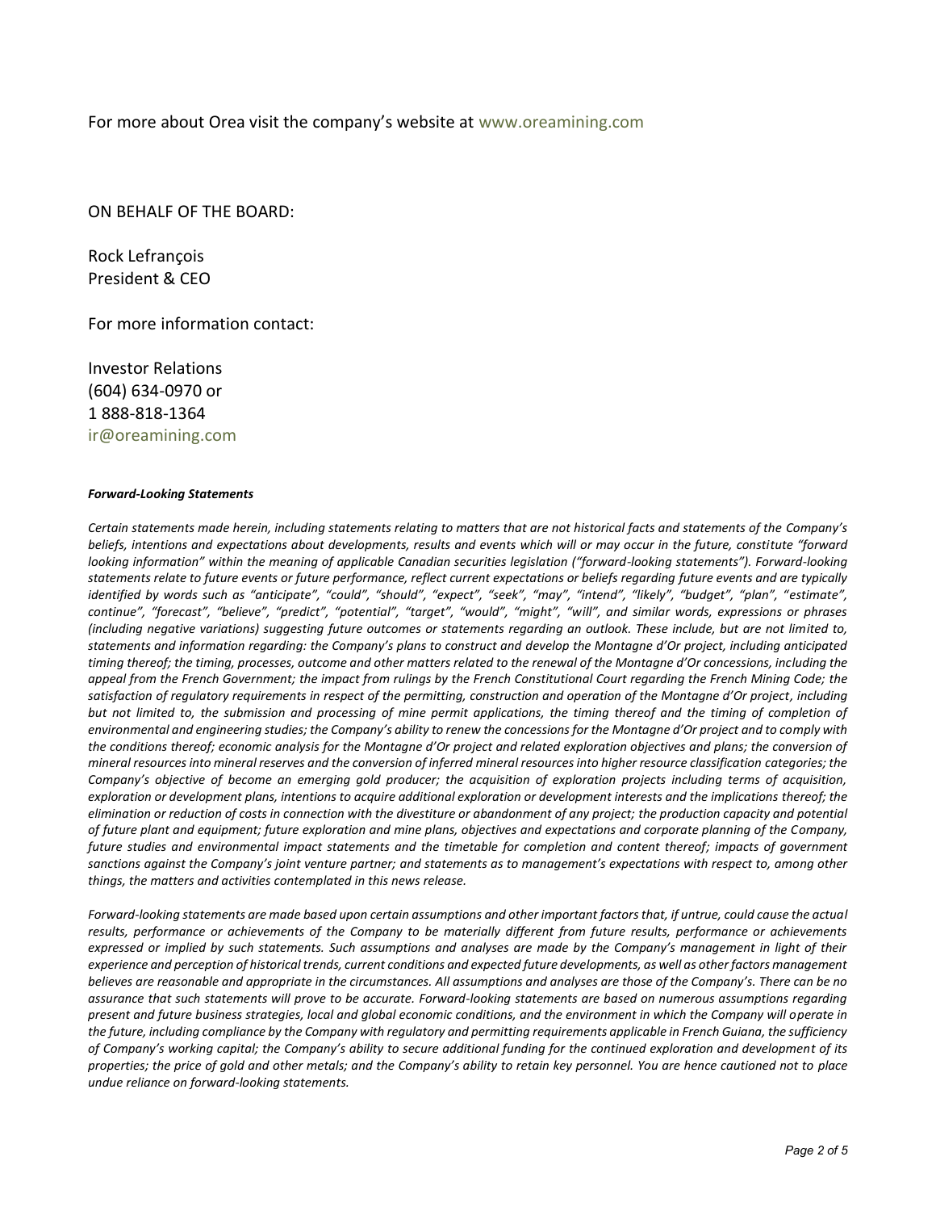For more about Orea visit the company's website at www.oreamining.com

ON BEHALF OF THE BOARD:

Rock Lefrançois
President & CEO

For more information contact:

Investor Relations
(604) 634-0970 or
1 888-818-1364
ir@oreamining.com

***Forward-Looking Statements***

*Certain statements made herein, including statements relating to matters that are not historical facts and statements of the Company's beliefs, intentions and expectations about developments, results and events which will or may occur in the future, constitute "forward looking information" within the meaning of applicable Canadian securities legislation ("forward-looking statements"). Forward-looking statements relate to future events or future performance, reflect current expectations or beliefs regarding future events and are typically identified by words such as "anticipate", "could", "should", "expect", "seek", "may", "intend", "likely", "budget", "plan", "estimate", continue", "forecast", "believe", "predict", "potential", "target", "would", "might", "will", and similar words, expressions or phrases (including negative variations) suggesting future outcomes or statements regarding an outlook. These include, but are not limited to, statements and information regarding: the Company's plans to construct and develop the Montagne d'Or project, including anticipated timing thereof; the timing, processes, outcome and other matters related to the renewal of the Montagne d'Or concessions, including the appeal from the French Government; the impact from rulings by the French Constitutional Court regarding the French Mining Code; the satisfaction of regulatory requirements in respect of the permitting, construction and operation of the Montagne d'Or project, including but not limited to, the submission and processing of mine permit applications, the timing thereof and the timing of completion of environmental and engineering studies; the Company's ability to renew the concessions for the Montagne d'Or project and to comply with the conditions thereof; economic analysis for the Montagne d'Or project and related exploration objectives and plans; the conversion of mineral resources into mineral reserves and the conversion of inferred mineral resources into higher resource classification categories; the Company's objective of become an emerging gold producer; the acquisition of exploration projects including terms of acquisition, exploration or development plans, intentions to acquire additional exploration or development interests and the implications thereof; the elimination or reduction of costs in connection with the divestiture or abandonment of any project; the production capacity and potential of future plant and equipment; future exploration and mine plans, objectives and expectations and corporate planning of the Company, future studies and environmental impact statements and the timetable for completion and content thereof; impacts of government sanctions against the Company's joint venture partner; and statements as to management's expectations with respect to, among other things, the matters and activities contemplated in this news release.*

*Forward-looking statements are made based upon certain assumptions and other important factors that, if untrue, could cause the actual results, performance or achievements of the Company to be materially different from future results, performance or achievements expressed or implied by such statements. Such assumptions and analyses are made by the Company's management in light of their experience and perception of historical trends, current conditions and expected future developments, as well as other factors management believes are reasonable and appropriate in the circumstances. All assumptions and analyses are those of the Company's. There can be no assurance that such statements will prove to be accurate. Forward-looking statements are based on numerous assumptions regarding present and future business strategies, local and global economic conditions, and the environment in which the Company will operate in the future, including compliance by the Company with regulatory and permitting requirements applicable in French Guiana, the sufficiency of Company's working capital; the Company's ability to secure additional funding for the continued exploration and development of its properties; the price of gold and other metals; and the Company's ability to retain key personnel. You are hence cautioned not to place undue reliance on forward-looking statements.*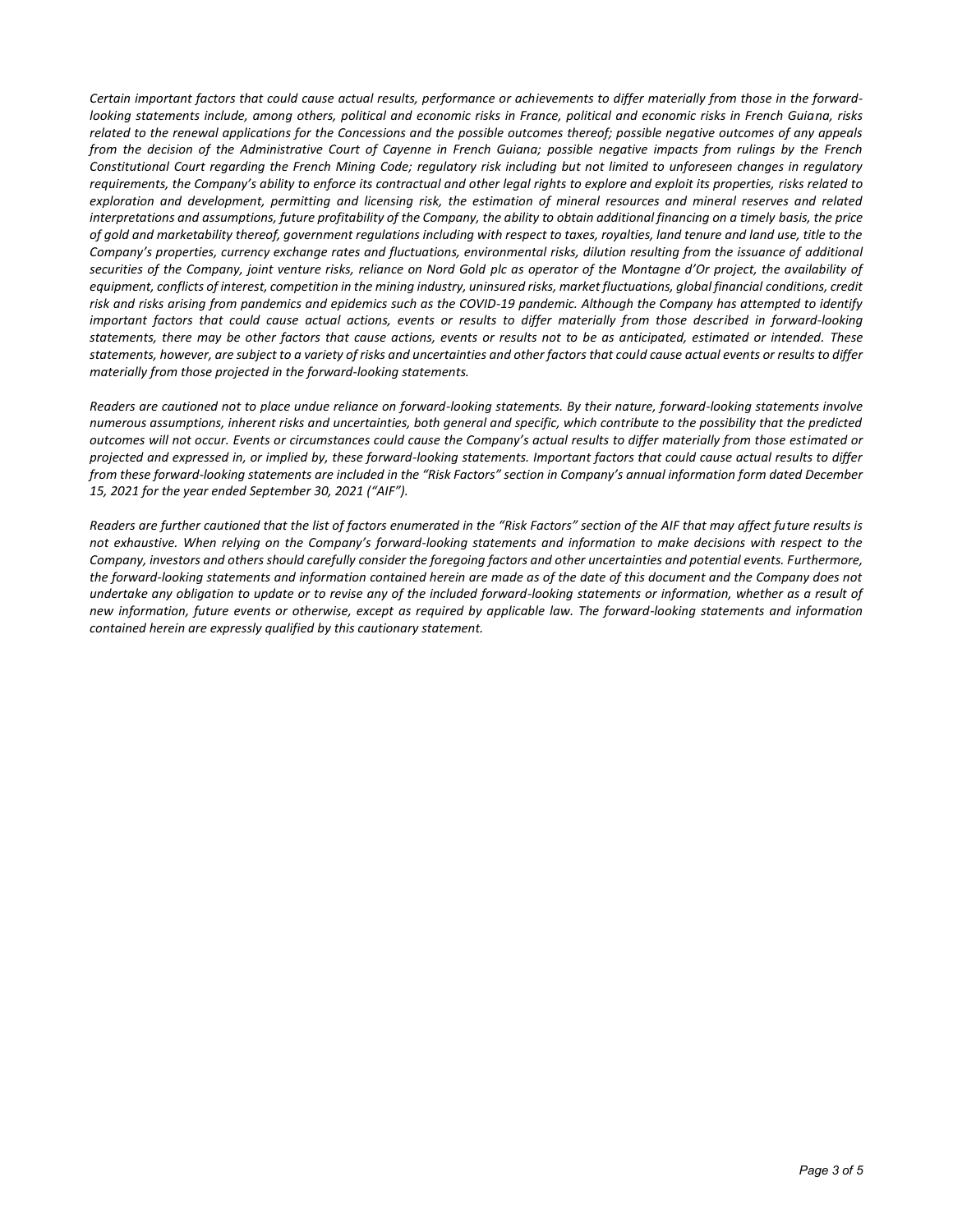*Certain important factors that could cause actual results, performance or achievements to differ materially from those in the forward-looking statements include, among others, political and economic risks in France, political and economic risks in French Guiana, risks related to the renewal applications for the Concessions and the possible outcomes thereof; possible negative outcomes of any appeals from the decision of the Administrative Court of Cayenne in French Guiana; possible negative impacts from rulings by the French Constitutional Court regarding the French Mining Code; regulatory risk including but not limited to unforeseen changes in regulatory requirements, the Company's ability to enforce its contractual and other legal rights to explore and exploit its properties, risks related to exploration and development, permitting and licensing risk, the estimation of mineral resources and mineral reserves and related interpretations and assumptions, future profitability of the Company, the ability to obtain additional financing on a timely basis, the price of gold and marketability thereof, government regulations including with respect to taxes, royalties, land tenure and land use, title to the Company's properties, currency exchange rates and fluctuations, environmental risks, dilution resulting from the issuance of additional securities of the Company, joint venture risks, reliance on Nord Gold plc as operator of the Montagne d'Or project, the availability of equipment, conflicts of interest, competition in the mining industry, uninsured risks, market fluctuations, global financial conditions, credit risk and risks arising from pandemics and epidemics such as the COVID-19 pandemic. Although the Company has attempted to identify important factors that could cause actual actions, events or results to differ materially from those described in forward-looking statements, there may be other factors that cause actions, events or results not to be as anticipated, estimated or intended. These statements, however, are subject to a variety of risks and uncertainties and other factors that could cause actual events or results to differ materially from those projected in the forward-looking statements.*

*Readers are cautioned not to place undue reliance on forward-looking statements. By their nature, forward-looking statements involve numerous assumptions, inherent risks and uncertainties, both general and specific, which contribute to the possibility that the predicted outcomes will not occur. Events or circumstances could cause the Company's actual results to differ materially from those estimated or projected and expressed in, or implied by, these forward-looking statements. Important factors that could cause actual results to differ from these forward-looking statements are included in the "Risk Factors" section in Company's annual information form dated December 15, 2021 for the year ended September 30, 2021 ("AIF").*

*Readers are further cautioned that the list of factors enumerated in the "Risk Factors" section of the AIF that may affect future results is not exhaustive. When relying on the Company's forward-looking statements and information to make decisions with respect to the Company, investors and others should carefully consider the foregoing factors and other uncertainties and potential events. Furthermore, the forward-looking statements and information contained herein are made as of the date of this document and the Company does not undertake any obligation to update or to revise any of the included forward-looking statements or information, whether as a result of new information, future events or otherwise, except as required by applicable law. The forward-looking statements and information contained herein are expressly qualified by this cautionary statement.*